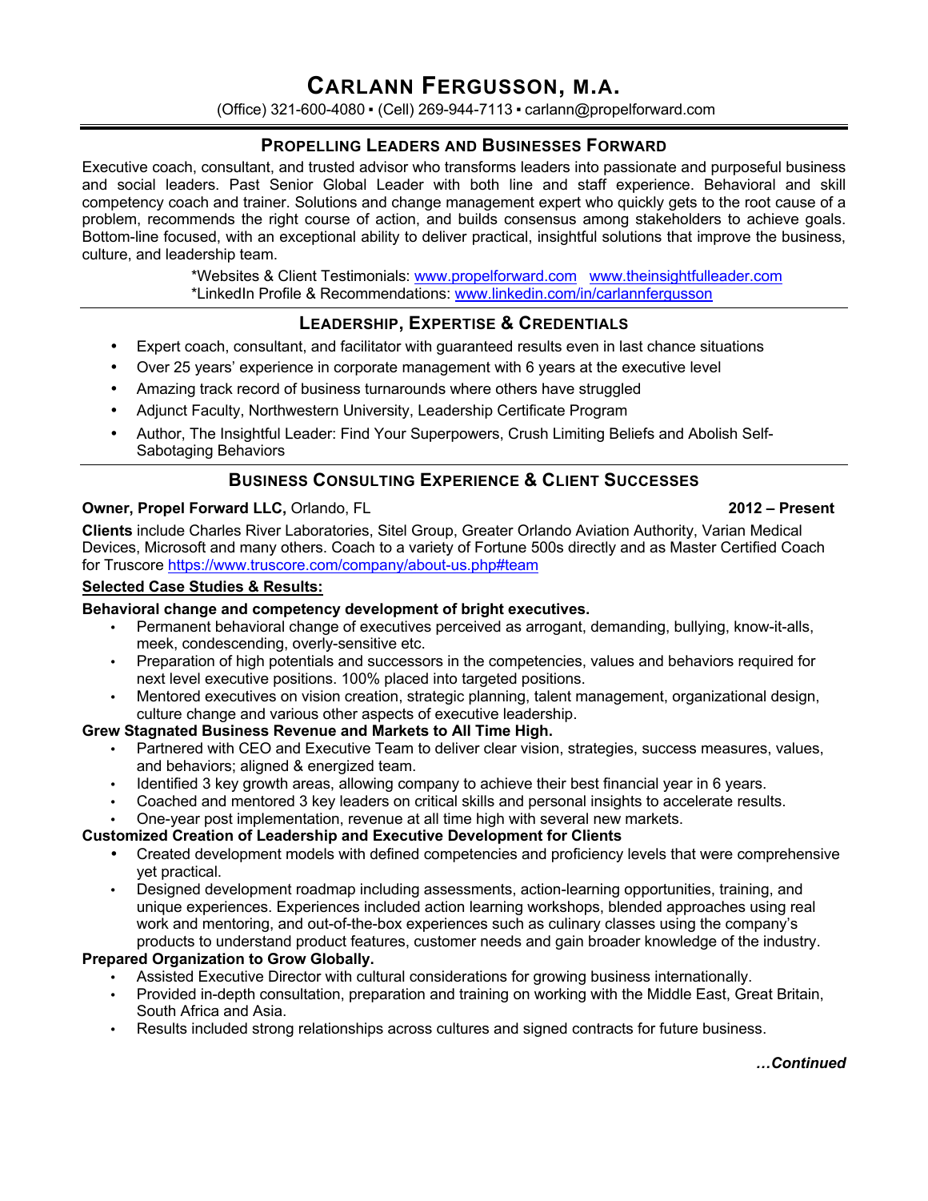# CARLANN FERGUSSON, M.A.

(Office) 321-600-4080 ▪ (Cell) 269-944-7113 ▪ carlann@propelforward.com

## PROPELLING LEADERS AND BUSINESSES FORWARD

Executive coach, consultant, and trusted advisor who transforms leaders into passionate and purposeful business and social leaders. Past Senior Global Leader with both line and staff experience. Behavioral and skill competency coach and trainer. Solutions and change management expert who quickly gets to the root cause of a problem, recommends the right course of action, and builds consensus among stakeholders to achieve goals. Bottom-line focused, with an exceptional ability to deliver practical, insightful solutions that improve the business, culture, and leadership team.

*Websites & Client Testimonials: www.propelforward.com www.theinsightfulleader.com
*LinkedIn Profile & Recommendations: www.linkedin.com/in/carlannfergusson

## LEADERSHIP, EXPERTISE & CREDENTIALS

- Expert coach, consultant, and facilitator with guaranteed results even in last chance situations
- Over 25 years' experience in corporate management with 6 years at the executive level
- Amazing track record of business turnarounds where others have struggled
- Adjunct Faculty, Northwestern University, Leadership Certificate Program
- Author, The Insightful Leader: Find Your Superpowers, Crush Limiting Beliefs and Abolish Self-Sabotaging Behaviors

## BUSINESS CONSULTING EXPERIENCE & CLIENT SUCCESSES

**Owner, Propel Forward LLC,** Orlando, FL **2012 – Present**

**Clients** include Charles River Laboratories, Sitel Group, Greater Orlando Aviation Authority, Varian Medical Devices, Microsoft and many others. Coach to a variety of Fortune 500s directly and as Master Certified Coach for Truscore https://www.truscore.com/company/about-us.php#team

**<u>Selected Case Studies & Results:</u>**

**Behavioral change and competency development of bright executives.**

- Permanent behavioral change of executives perceived as arrogant, demanding, bullying, know-it-alls, meek, condescending, overly-sensitive etc.
- Preparation of high potentials and successors in the competencies, values and behaviors required for next level executive positions. 100% placed into targeted positions.
- Mentored executives on vision creation, strategic planning, talent management, organizational design, culture change and various other aspects of executive leadership.

**Grew Stagnated Business Revenue and Markets to All Time High.**

- Partnered with CEO and Executive Team to deliver clear vision, strategies, success measures, values, and behaviors; aligned & energized team.
- Identified 3 key growth areas, allowing company to achieve their best financial year in 6 years.
- Coached and mentored 3 key leaders on critical skills and personal insights to accelerate results.
- One-year post implementation, revenue at all time high with several new markets.

**Customized Creation of Leadership and Executive Development for Clients**

- Created development models with defined competencies and proficiency levels that were comprehensive yet practical.
- Designed development roadmap including assessments, action-learning opportunities, training, and unique experiences. Experiences included action learning workshops, blended approaches using real work and mentoring, and out-of-the-box experiences such as culinary classes using the company's products to understand product features, customer needs and gain broader knowledge of the industry.

**Prepared Organization to Grow Globally.**

- Assisted Executive Director with cultural considerations for growing business internationally.
- Provided in-depth consultation, preparation and training on working with the Middle East, Great Britain, South Africa and Asia.
- Results included strong relationships across cultures and signed contracts for future business.

***…Continued***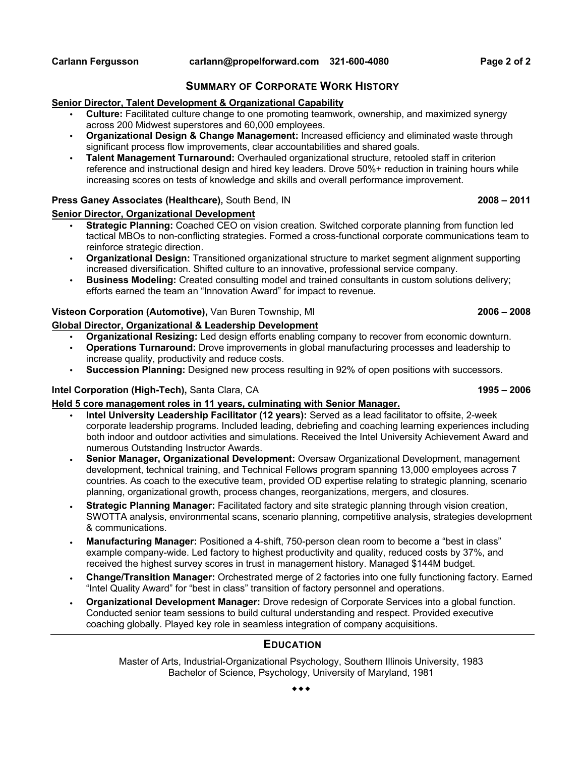## Summary of Corporate Work History

**Senior Director, Talent Development & Organizational Capability**

- **Culture:** Facilitated culture change to one promoting teamwork, ownership, and maximized synergy across 200 Midwest superstores and 60,000 employees.
- **Organizational Design & Change Management:** Increased efficiency and eliminated waste through significant process flow improvements, clear accountabilities and shared goals.
- **Talent Management Turnaround:** Overhauled organizational structure, retooled staff in criterion reference and instructional design and hired key leaders. Drove 50%+ reduction in training hours while increasing scores on tests of knowledge and skills and overall performance improvement.

**Press Ganey Associates (Healthcare),** South Bend, IN — **2008 – 2011**

**Senior Director, Organizational Development**

- **Strategic Planning:** Coached CEO on vision creation. Switched corporate planning from function led tactical MBOs to non-conflicting strategies. Formed a cross-functional corporate communications team to reinforce strategic direction.
- **Organizational Design:** Transitioned organizational structure to market segment alignment supporting increased diversification. Shifted culture to an innovative, professional service company.
- **Business Modeling:** Created consulting model and trained consultants in custom solutions delivery; efforts earned the team an "Innovation Award" for impact to revenue.

**Visteon Corporation (Automotive),** Van Buren Township, MI — **2006 – 2008**

**Global Director, Organizational & Leadership Development**

- **Organizational Resizing:** Led design efforts enabling company to recover from economic downturn.
- **Operations Turnaround:** Drove improvements in global manufacturing processes and leadership to increase quality, productivity and reduce costs.
- **Succession Planning:** Designed new process resulting in 92% of open positions with successors.

**Intel Corporation (High-Tech),** Santa Clara, CA — **1995 – 2006**

**Held 5 core management roles in 11 years, culminating with Senior Manager.**

- **Intel University Leadership Facilitator (12 years):** Served as a lead facilitator to offsite, 2-week corporate leadership programs. Included leading, debriefing and coaching learning experiences including both indoor and outdoor activities and simulations. Received the Intel University Achievement Award and numerous Outstanding Instructor Awards.
- **Senior Manager, Organizational Development:** Oversaw Organizational Development, management development, technical training, and Technical Fellows program spanning 13,000 employees across 7 countries. As coach to the executive team, provided OD expertise relating to strategic planning, scenario planning, organizational growth, process changes, reorganizations, mergers, and closures.
- **Strategic Planning Manager:** Facilitated factory and site strategic planning through vision creation, SWOTTA analysis, environmental scans, scenario planning, competitive analysis, strategies development & communications.
- **Manufacturing Manager:** Positioned a 4-shift, 750-person clean room to become a "best in class" example company-wide. Led factory to highest productivity and quality, reduced costs by 37%, and received the highest survey scores in trust in management history. Managed $144M budget.
- **Change/Transition Manager:** Orchestrated merge of 2 factories into one fully functioning factory. Earned "Intel Quality Award" for "best in class" transition of factory personnel and operations.
- **Organizational Development Manager:** Drove redesign of Corporate Services into a global function. Conducted senior team sessions to build cultural understanding and respect. Provided executive coaching globally. Played key role in seamless integration of company acquisitions.

---

## Education

Master of Arts, Industrial-Organizational Psychology, Southern Illinois University, 1983
Bachelor of Science, Psychology, University of Maryland, 1981

◆◆◆